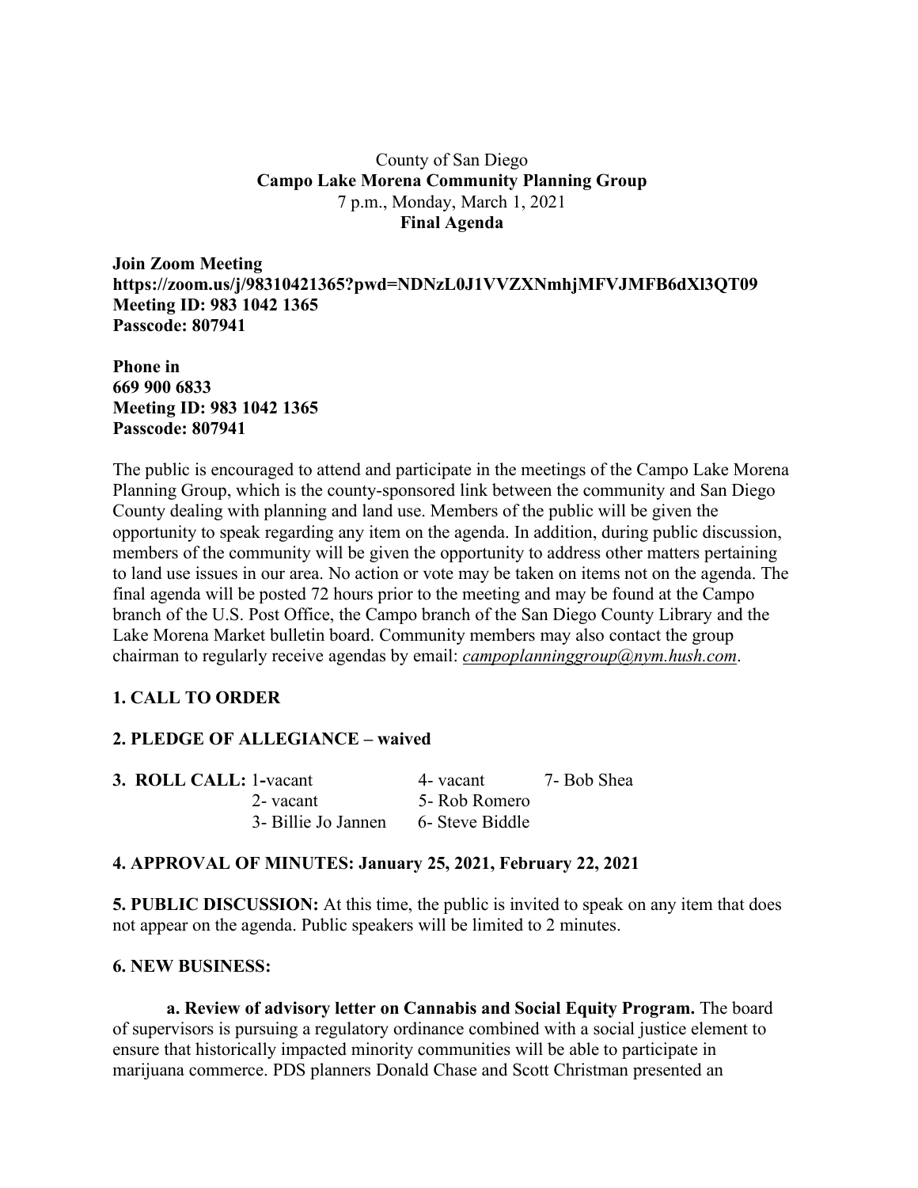County of San Diego
**Campo Lake Morena Community Planning Group**
7 p.m., Monday, March 1, 2021
**Final Agenda**

**Join Zoom Meeting**
**https://zoom.us/j/98310421365?pwd=NDNzL0J1VVZXNmhjMFVJMFB6dXl3QT09**
**Meeting ID: 983 1042 1365**
**Passcode: 807941**

**Phone in**
**669 900 6833**
**Meeting ID: 983 1042 1365**
**Passcode: 807941**

The public is encouraged to attend and participate in the meetings of the Campo Lake Morena Planning Group, which is the county-sponsored link between the community and San Diego County dealing with planning and land use. Members of the public will be given the opportunity to speak regarding any item on the agenda. In addition, during public discussion, members of the community will be given the opportunity to address other matters pertaining to land use issues in our area. No action or vote may be taken on items not on the agenda. The final agenda will be posted 72 hours prior to the meeting and may be found at the Campo branch of the U.S. Post Office, the Campo branch of the San Diego County Library and the Lake Morena Market bulletin board. Community members may also contact the group chairman to regularly receive agendas by email: *campoplanninggroup@nym.hush.com*.

**1. CALL TO ORDER**

**2. PLEDGE OF ALLEGIANCE – waived**

**3. ROLL CALL:**

| | | |
|---|---|---|
| 1-vacant | 4- vacant | 7- Bob Shea |
| 2- vacant | 5- Rob Romero | |
| 3- Billie Jo Jannen | 6- Steve Biddle | |

**4. APPROVAL OF MINUTES: January 25, 2021, February 22, 2021**

**5. PUBLIC DISCUSSION:** At this time, the public is invited to speak on any item that does not appear on the agenda. Public speakers will be limited to 2 minutes.

**6. NEW BUSINESS:**

**a. Review of advisory letter on Cannabis and Social Equity Program.** The board of supervisors is pursuing a regulatory ordinance combined with a social justice element to ensure that historically impacted minority communities will be able to participate in marijuana commerce. PDS planners Donald Chase and Scott Christman presented an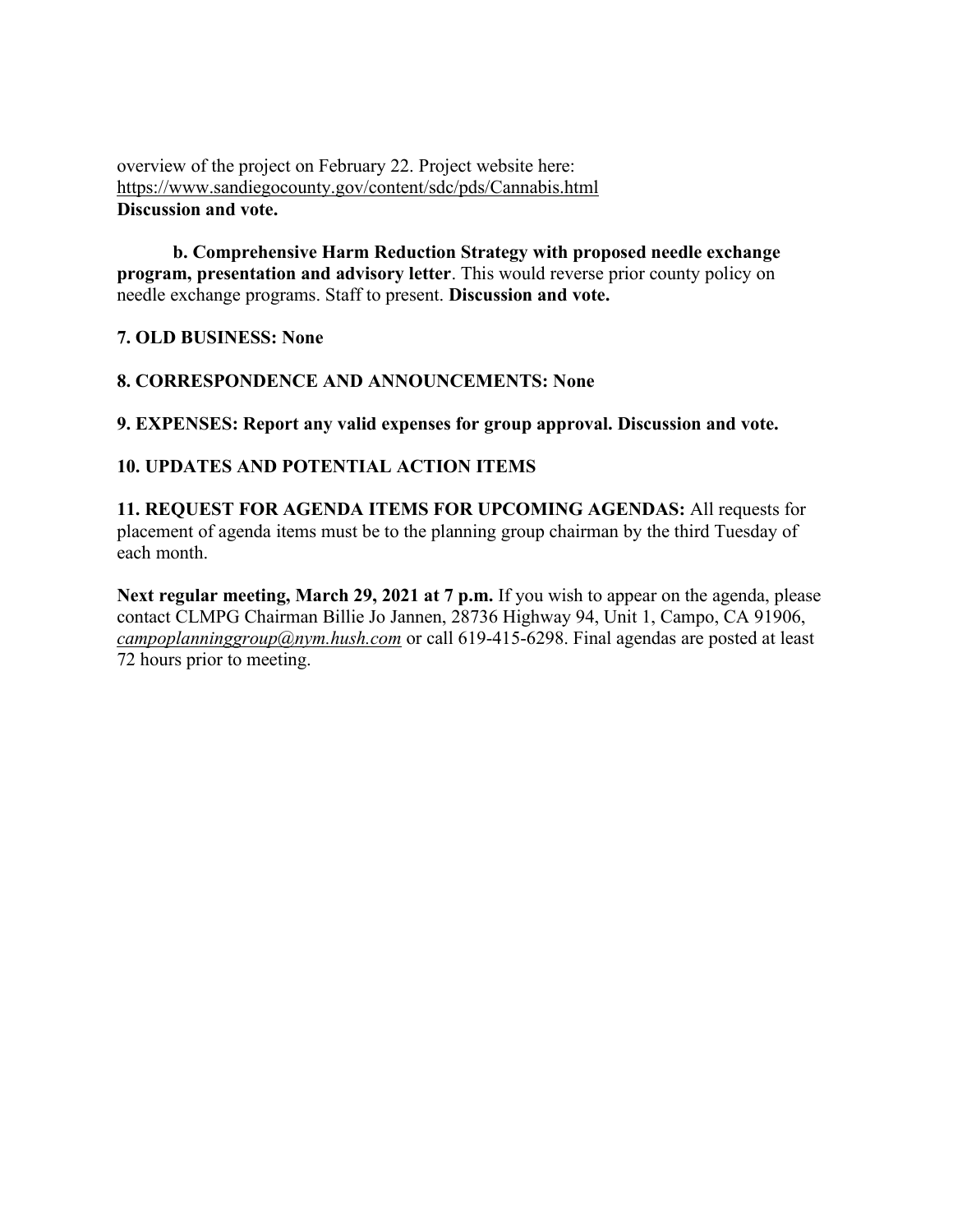overview of the project on February 22. Project website here: https://www.sandiegocounty.gov/content/sdc/pds/Cannabis.html
**Discussion and vote.**

**b. Comprehensive Harm Reduction Strategy with proposed needle exchange program, presentation and advisory letter**. This would reverse prior county policy on needle exchange programs. Staff to present. **Discussion and vote.**

**7. OLD BUSINESS: None**

**8. CORRESPONDENCE AND ANNOUNCEMENTS: None**

**9. EXPENSES: Report any valid expenses for group approval. Discussion and vote.**

**10. UPDATES AND POTENTIAL ACTION ITEMS**

**11. REQUEST FOR AGENDA ITEMS FOR UPCOMING AGENDAS:** All requests for placement of agenda items must be to the planning group chairman by the third Tuesday of each month.

**Next regular meeting, March 29, 2021 at 7 p.m.** If you wish to appear on the agenda, please contact CLMPG Chairman Billie Jo Jannen, 28736 Highway 94, Unit 1, Campo, CA 91906, *campoplanninggroup@nym.hush.com* or call 619-415-6298. Final agendas are posted at least 72 hours prior to meeting.